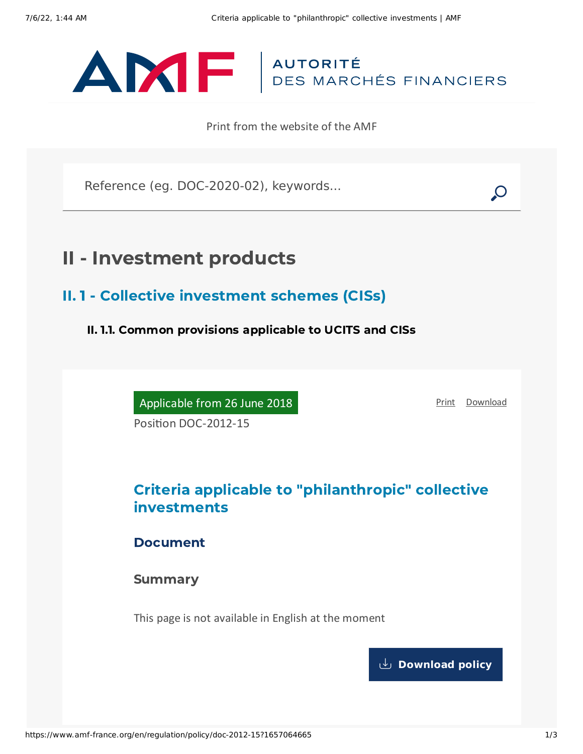AUTORITÉ
DES MARCHÉS FINANCIERS

Print from the website of the AMF

Reference (eg. DOC-2020-02), keywords...

# II - Investment products

## II. 1 - Collective investment schemes (CISs)

### II. 1.1. Common provisions applicable to UCITS and CISs

Applicable from 26 June 2018

Print Download

Position DOC-2012-15

## Criteria applicable to "philanthropic" collective investments

### Document

### Summary

This page is not available in English at the moment

Download policy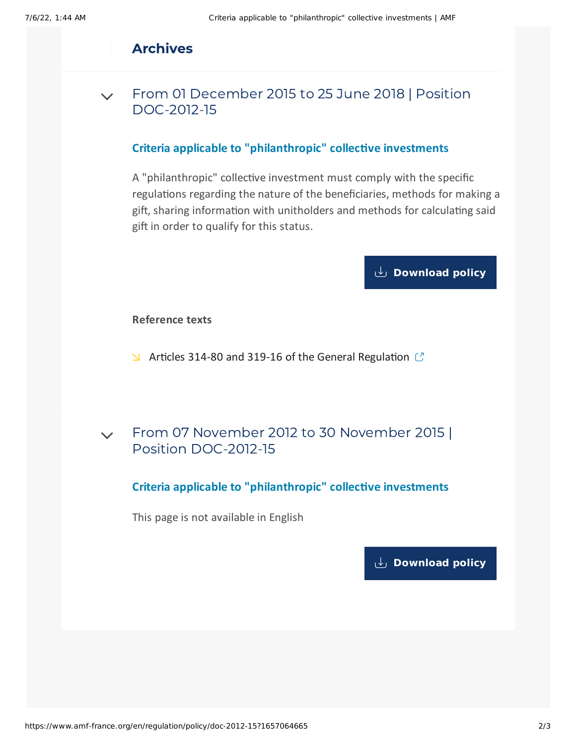## Archives

### From 01 December 2015 to 25 June 2018 | Position DOC-2012-15

**Criteria applicable to "philanthropic" collective investments**

A "philanthropic" collective investment must comply with the specific regulations regarding the nature of the beneficiaries, methods for making a gift, sharing information with unitholders and methods for calculating said gift in order to qualify for this status.

Download policy

**Reference texts**

- Articles 314-80 and 319-16 of the General Regulation

### From 07 November 2012 to 30 November 2015 | Position DOC-2012-15

**Criteria applicable to "philanthropic" collective investments**

This page is not available in English

Download policy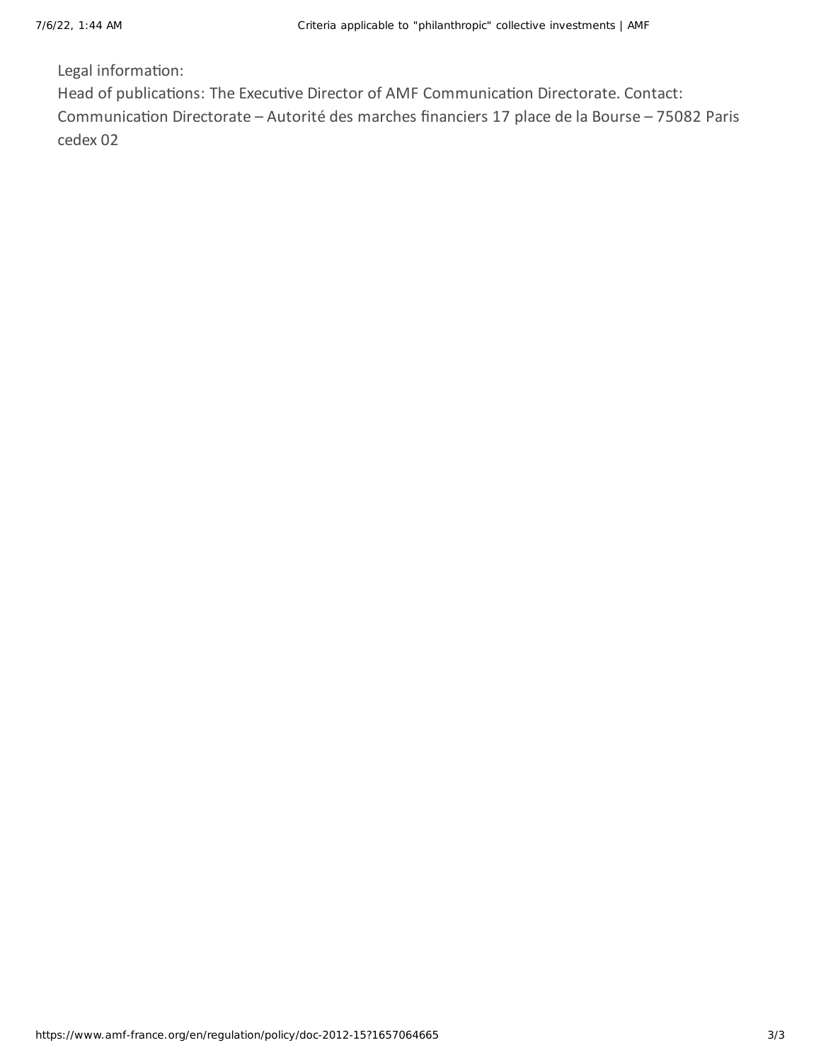Legal information:

Head of publications: The Executive Director of AMF Communication Directorate. Contact: Communication Directorate – Autorité des marches financiers 17 place de la Bourse – 75082 Paris cedex 02